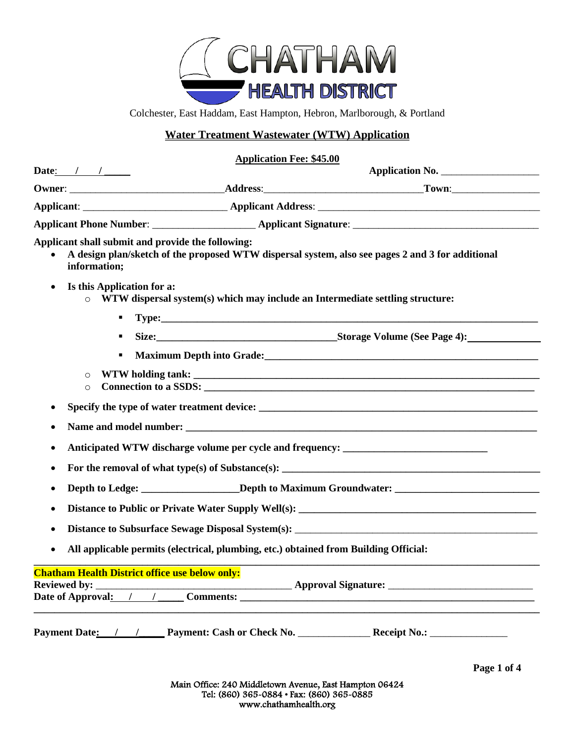# CHATHAM HEALTH DISTRICT

Colchester, East Haddam, East Hampton, Hebron, Marlborough, & Portland

## Water Treatment Wastewater (WTW) Application

**Application Fee: $45.00**

**Date**: ___ / ___ / _____ **Application No.** ___________________

**Owner**: ______________________________ **Address**: ______________________________ **Town**: _________________

**Applicant**: ____________________________ **Applicant Address**: ____________________________________________

**Applicant Phone Number**: ____________________ **Applicant Signature**: ____________________________________

**Applicant shall submit and provide the following:**

- **A design plan/sketch of the proposed WTW dispersal system, also see pages 2 and 3 for additional information;**
- **Is this Application for a:**
  - **WTW dispersal system(s) which may include an Intermediate settling structure:**
    - **Type:** ____________________________________________________________________________
    - **Size:** ___________________________________ **Storage Volume (See Page 4):** ______________
    - **Maximum Depth into Grade:** _____________________________________________________
  - **WTW holding tank:** ____________________________________________________________________
  - **Connection to a SSDS:** _________________________________________________________________
- **Specify the type of water treatment device:** _________________________________________________________
- **Name and model number:** ____________________________________________________________________
- **Anticipated WTW discharge volume per cycle and frequency:** ____________________________
- **For the removal of what type(s) of Substance(s):** _________________________________________________
- **Depth to Ledge:** ___________________ **Depth to Maximum Groundwater:** ____________________________
- **Distance to Public or Private Water Supply Well(s):** ______________________________________________
- **Distance to Subsurface Sewage Disposal System(s):** ______________________________________________
- **All applicable permits (electrical, plumbing, etc.) obtained from Building Official:**

---

**Chatham Health District office use below only:**

**Reviewed by:** ______________________________________ **Approval Signature:** ____________________________

**Date of Approval:** ___ / ___ / _____ **Comments:** ____________________________________________________________

---

**Payment Date:** ___ / ___ / _____ **Payment: Cash or Check No.** ______________ **Receipt No.:** _______________

Main Office: 240 Middletown Avenue, East Hampton 06424
Tel: (860) 365-0884 • Fax: (860) 365-0885
www.chathamhealth.org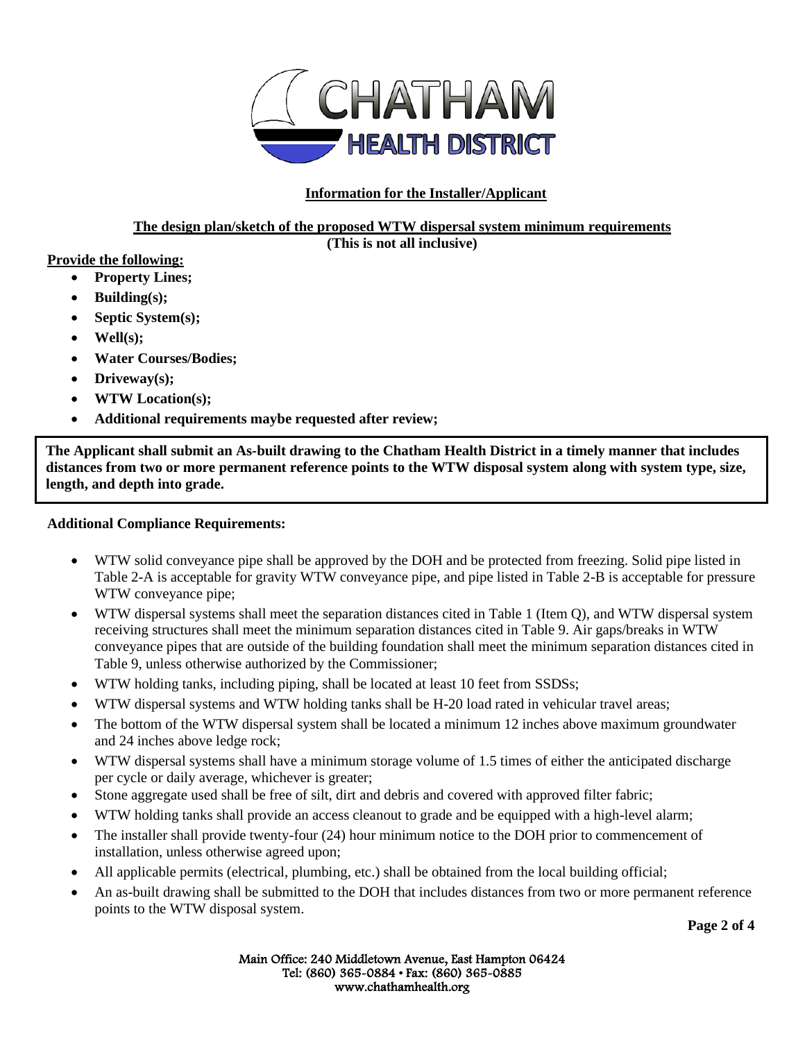# CHATHAM HEALTH DISTRICT

## Information for the Installer/Applicant

### The design plan/sketch of the proposed WTW dispersal system minimum requirements

**(This is not all inclusive)**

**Provide the following:**

- **Property Lines;**
- **Building(s);**
- **Septic System(s);**
- **Well(s);**
- **Water Courses/Bodies;**
- **Driveway(s);**
- **WTW Location(s);**
- **Additional requirements maybe requested after review;**

**The Applicant shall submit an As-built drawing to the Chatham Health District in a timely manner that includes distances from two or more permanent reference points to the WTW disposal system along with system type, size, length, and depth into grade.**

**Additional Compliance Requirements:**

- WTW solid conveyance pipe shall be approved by the DOH and be protected from freezing. Solid pipe listed in Table 2-A is acceptable for gravity WTW conveyance pipe, and pipe listed in Table 2-B is acceptable for pressure WTW conveyance pipe;
- WTW dispersal systems shall meet the separation distances cited in Table 1 (Item Q), and WTW dispersal system receiving structures shall meet the minimum separation distances cited in Table 9. Air gaps/breaks in WTW conveyance pipes that are outside of the building foundation shall meet the minimum separation distances cited in Table 9, unless otherwise authorized by the Commissioner;
- WTW holding tanks, including piping, shall be located at least 10 feet from SSDSs;
- WTW dispersal systems and WTW holding tanks shall be H-20 load rated in vehicular travel areas;
- The bottom of the WTW dispersal system shall be located a minimum 12 inches above maximum groundwater and 24 inches above ledge rock;
- WTW dispersal systems shall have a minimum storage volume of 1.5 times of either the anticipated discharge per cycle or daily average, whichever is greater;
- Stone aggregate used shall be free of silt, dirt and debris and covered with approved filter fabric;
- WTW holding tanks shall provide an access cleanout to grade and be equipped with a high-level alarm;
- The installer shall provide twenty-four (24) hour minimum notice to the DOH prior to commencement of installation, unless otherwise agreed upon;
- All applicable permits (electrical, plumbing, etc.) shall be obtained from the local building official;
- An as-built drawing shall be submitted to the DOH that includes distances from two or more permanent reference points to the WTW disposal system.

Main Office: 240 Middletown Avenue, East Hampton 06424
Tel: (860) 365-0884 • Fax: (860) 365-0885
www.chathamhealth.org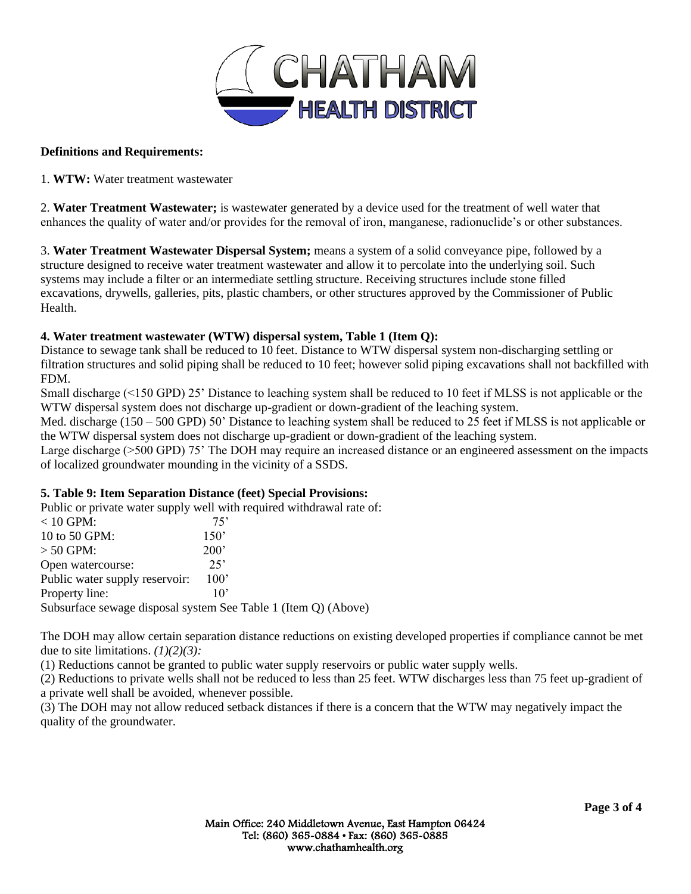**Definitions and Requirements:**

1. **WTW:** Water treatment wastewater

2. **Water Treatment Wastewater;** is wastewater generated by a device used for the treatment of well water that enhances the quality of water and/or provides for the removal of iron, manganese, radionuclide's or other substances.

3. **Water Treatment Wastewater Dispersal System;** means a system of a solid conveyance pipe, followed by a structure designed to receive water treatment wastewater and allow it to percolate into the underlying soil. Such systems may include a filter or an intermediate settling structure. Receiving structures include stone filled excavations, drywells, galleries, pits, plastic chambers, or other structures approved by the Commissioner of Public Health.

**4. Water treatment wastewater (WTW) dispersal system, Table 1 (Item Q):**

Distance to sewage tank shall be reduced to 10 feet. Distance to WTW dispersal system non-discharging settling or filtration structures and solid piping shall be reduced to 10 feet; however solid piping excavations shall not backfilled with FDM.

Small discharge (<150 GPD) 25' Distance to leaching system shall be reduced to 10 feet if MLSS is not applicable or the WTW dispersal system does not discharge up-gradient or down-gradient of the leaching system.

Med. discharge (150 – 500 GPD) 50' Distance to leaching system shall be reduced to 25 feet if MLSS is not applicable or the WTW dispersal system does not discharge up-gradient or down-gradient of the leaching system.

Large discharge (>500 GPD) 75' The DOH may require an increased distance or an engineered assessment on the impacts of localized groundwater mounding in the vicinity of a SSDS.

**5. Table 9: Item Separation Distance (feet) Special Provisions:**

Public or private water supply well with required withdrawal rate of:

| | |
|---|---|
| < 10 GPM: | 75' |
| 10 to 50 GPM: | 150' |
| > 50 GPM: | 200' |
| Open watercourse: | 25' |
| Public water supply reservoir: | 100' |
| Property line: | 10' |

Subsurface sewage disposal system See Table 1 (Item Q) (Above)

The DOH may allow certain separation distance reductions on existing developed properties if compliance cannot be met due to site limitations. *(1)(2)(3):*

(1) Reductions cannot be granted to public water supply reservoirs or public water supply wells.

(2) Reductions to private wells shall not be reduced to less than 25 feet. WTW discharges less than 75 feet up-gradient of a private well shall be avoided, whenever possible.

(3) The DOH may not allow reduced setback distances if there is a concern that the WTW may negatively impact the quality of the groundwater.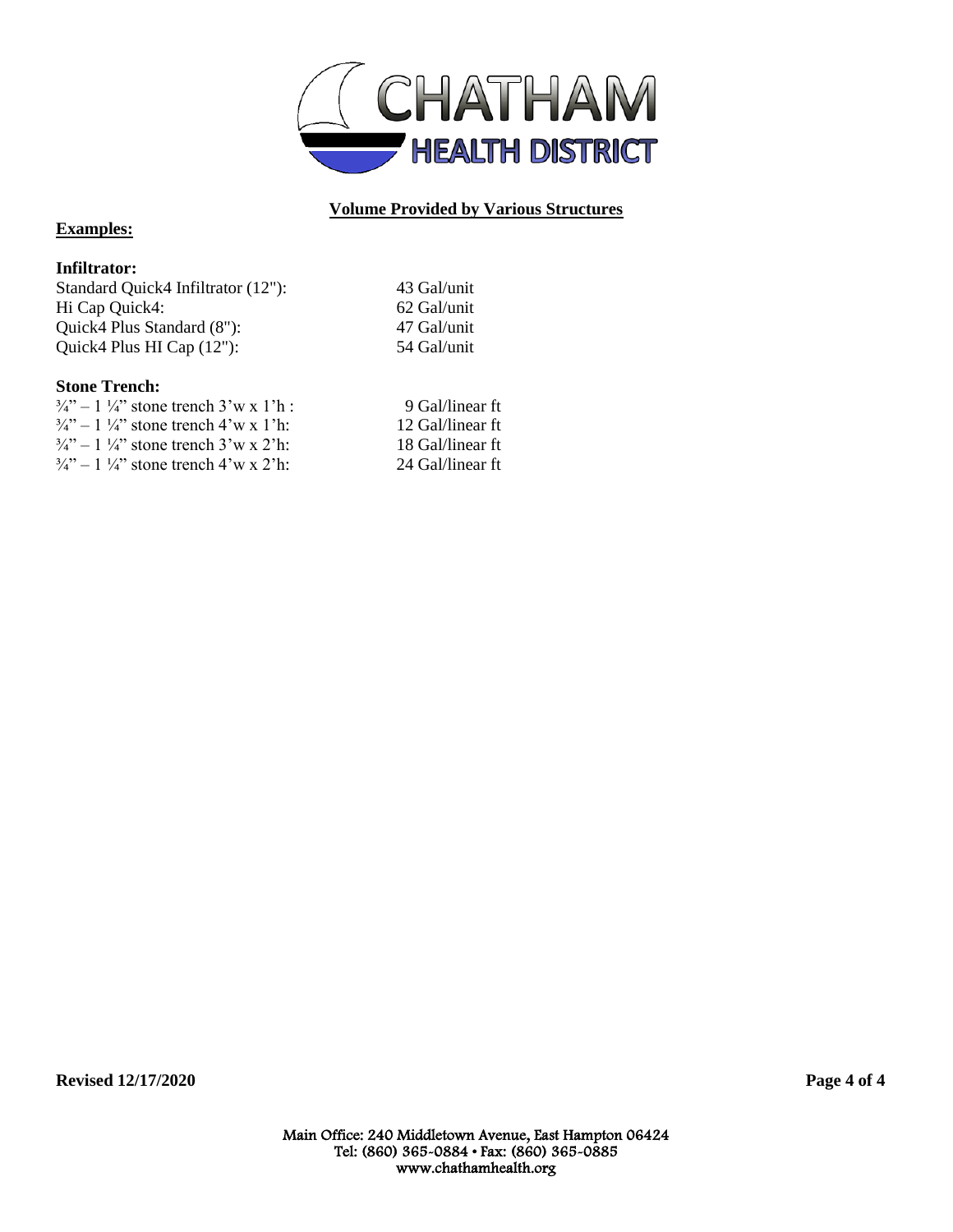## Volume Provided by Various Structures

**Examples:**

**Infiltrator:**

| | |
|---|---|
| Standard Quick4 Infiltrator (12"): | 43 Gal/unit |
| Hi Cap Quick4: | 62 Gal/unit |
| Quick4 Plus Standard (8"): | 47 Gal/unit |
| Quick4 Plus HI Cap (12"): | 54 Gal/unit |

**Stone Trench:**

| | |
|---|---|
| ¾" – 1 ¼" stone trench 3'w x 1'h : | 9 Gal/linear ft |
| ¾" – 1 ¼" stone trench 4'w x 1'h: | 12 Gal/linear ft |
| ¾" – 1 ¼" stone trench 3'w x 2'h: | 18 Gal/linear ft |
| ¾" – 1 ¼" stone trench 4'w x 2'h: | 24 Gal/linear ft |

**Revised 12/17/2020**

Main Office: 240 Middletown Avenue, East Hampton 06424
Tel: (860) 365-0884 • Fax: (860) 365-0885
www.chathamhealth.org